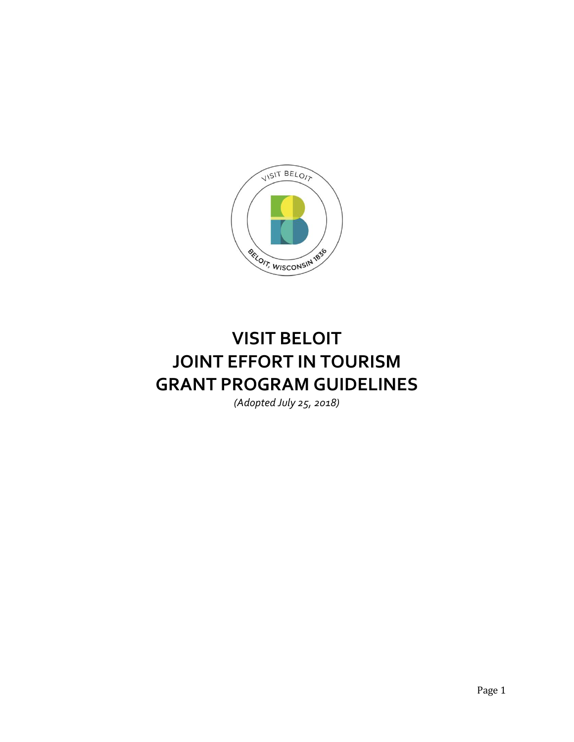# VISIT BELOIT
# JOINT EFFORT IN TOURISM
# GRANT PROGRAM GUIDELINES

*(Adopted July 25, 2018)*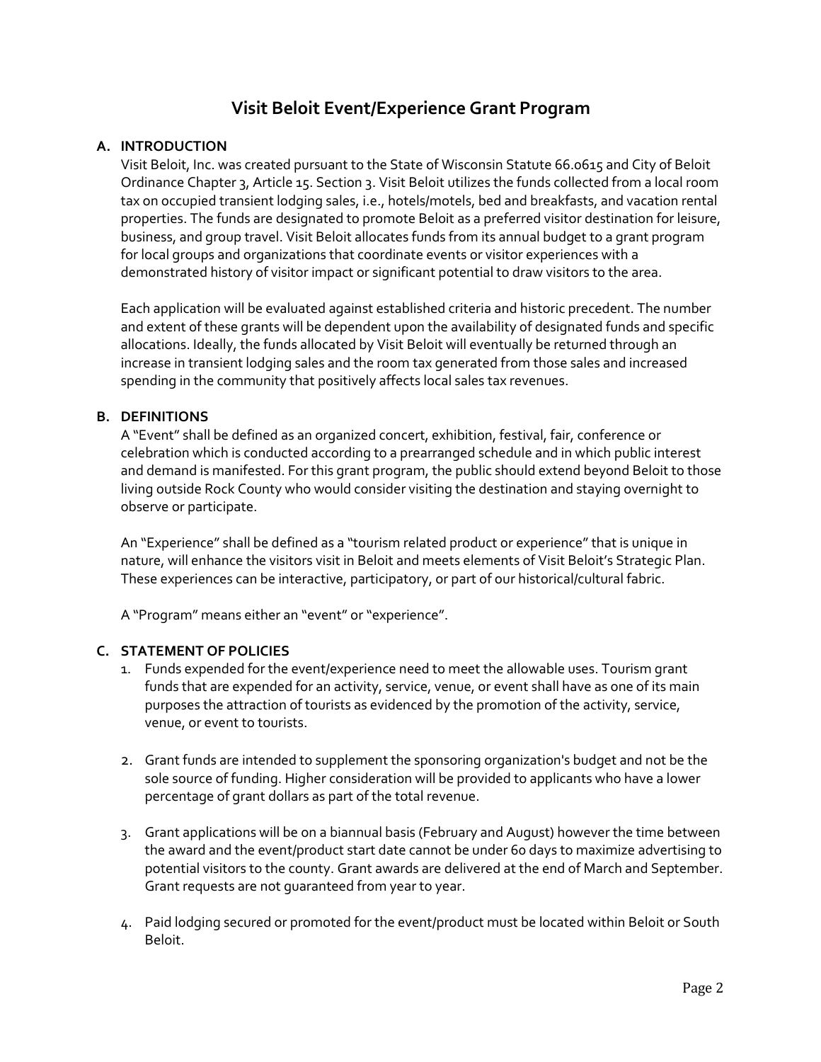# Visit Beloit Event/Experience Grant Program

## A. INTRODUCTION

Visit Beloit, Inc. was created pursuant to the State of Wisconsin Statute 66.0615 and City of Beloit Ordinance Chapter 3, Article 15. Section 3. Visit Beloit utilizes the funds collected from a local room tax on occupied transient lodging sales, i.e., hotels/motels, bed and breakfasts, and vacation rental properties. The funds are designated to promote Beloit as a preferred visitor destination for leisure, business, and group travel. Visit Beloit allocates funds from its annual budget to a grant program for local groups and organizations that coordinate events or visitor experiences with a demonstrated history of visitor impact or significant potential to draw visitors to the area.

Each application will be evaluated against established criteria and historic precedent. The number and extent of these grants will be dependent upon the availability of designated funds and specific allocations. Ideally, the funds allocated by Visit Beloit will eventually be returned through an increase in transient lodging sales and the room tax generated from those sales and increased spending in the community that positively affects local sales tax revenues.

## B. DEFINITIONS

A "Event" shall be defined as an organized concert, exhibition, festival, fair, conference or celebration which is conducted according to a prearranged schedule and in which public interest and demand is manifested. For this grant program, the public should extend beyond Beloit to those living outside Rock County who would consider visiting the destination and staying overnight to observe or participate.

An "Experience" shall be defined as a "tourism related product or experience" that is unique in nature, will enhance the visitors visit in Beloit and meets elements of Visit Beloit's Strategic Plan. These experiences can be interactive, participatory, or part of our historical/cultural fabric.

A "Program" means either an "event" or "experience".

## C. STATEMENT OF POLICIES

1. Funds expended for the event/experience need to meet the allowable uses. Tourism grant funds that are expended for an activity, service, venue, or event shall have as one of its main purposes the attraction of tourists as evidenced by the promotion of the activity, service, venue, or event to tourists.

2. Grant funds are intended to supplement the sponsoring organization's budget and not be the sole source of funding. Higher consideration will be provided to applicants who have a lower percentage of grant dollars as part of the total revenue.

3. Grant applications will be on a biannual basis (February and August) however the time between the award and the event/product start date cannot be under 60 days to maximize advertising to potential visitors to the county. Grant awards are delivered at the end of March and September. Grant requests are not guaranteed from year to year.

4. Paid lodging secured or promoted for the event/product must be located within Beloit or South Beloit.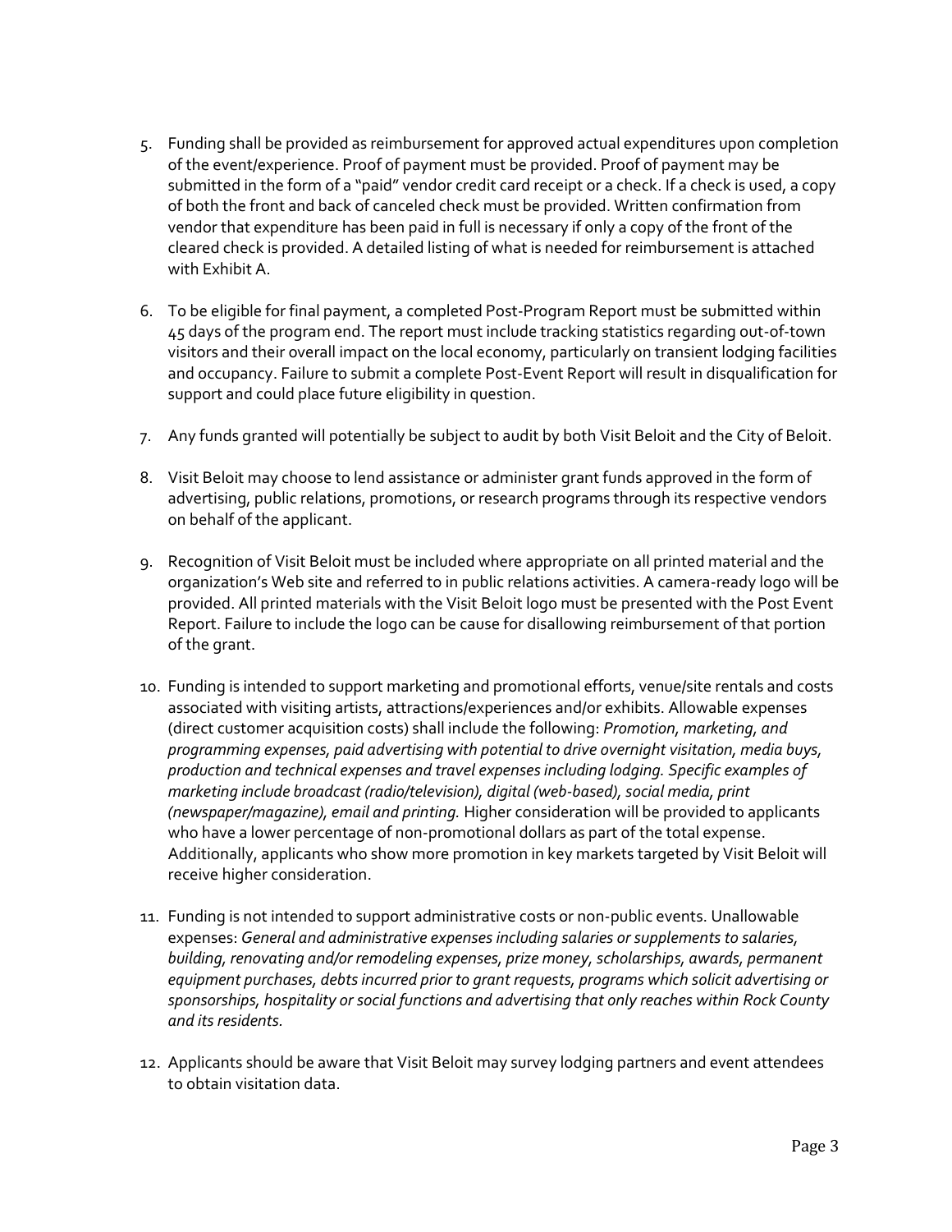5. Funding shall be provided as reimbursement for approved actual expenditures upon completion of the event/experience. Proof of payment must be provided. Proof of payment may be submitted in the form of a "paid" vendor credit card receipt or a check. If a check is used, a copy of both the front and back of canceled check must be provided. Written confirmation from vendor that expenditure has been paid in full is necessary if only a copy of the front of the cleared check is provided. A detailed listing of what is needed for reimbursement is attached with Exhibit A.

6. To be eligible for final payment, a completed Post-Program Report must be submitted within 45 days of the program end. The report must include tracking statistics regarding out-of-town visitors and their overall impact on the local economy, particularly on transient lodging facilities and occupancy. Failure to submit a complete Post-Event Report will result in disqualification for support and could place future eligibility in question.

7. Any funds granted will potentially be subject to audit by both Visit Beloit and the City of Beloit.

8. Visit Beloit may choose to lend assistance or administer grant funds approved in the form of advertising, public relations, promotions, or research programs through its respective vendors on behalf of the applicant.

9. Recognition of Visit Beloit must be included where appropriate on all printed material and the organization's Web site and referred to in public relations activities. A camera-ready logo will be provided. All printed materials with the Visit Beloit logo must be presented with the Post Event Report. Failure to include the logo can be cause for disallowing reimbursement of that portion of the grant.

10. Funding is intended to support marketing and promotional efforts, venue/site rentals and costs associated with visiting artists, attractions/experiences and/or exhibits. Allowable expenses (direct customer acquisition costs) shall include the following: *Promotion, marketing, and programming expenses, paid advertising with potential to drive overnight visitation, media buys, production and technical expenses and travel expenses including lodging. Specific examples of marketing include broadcast (radio/television), digital (web-based), social media, print (newspaper/magazine), email and printing.* Higher consideration will be provided to applicants who have a lower percentage of non-promotional dollars as part of the total expense. Additionally, applicants who show more promotion in key markets targeted by Visit Beloit will receive higher consideration.

11. Funding is not intended to support administrative costs or non-public events. Unallowable expenses: *General and administrative expenses including salaries or supplements to salaries, building, renovating and/or remodeling expenses, prize money, scholarships, awards, permanent equipment purchases, debts incurred prior to grant requests, programs which solicit advertising or sponsorships, hospitality or social functions and advertising that only reaches within Rock County and its residents.*

12. Applicants should be aware that Visit Beloit may survey lodging partners and event attendees to obtain visitation data.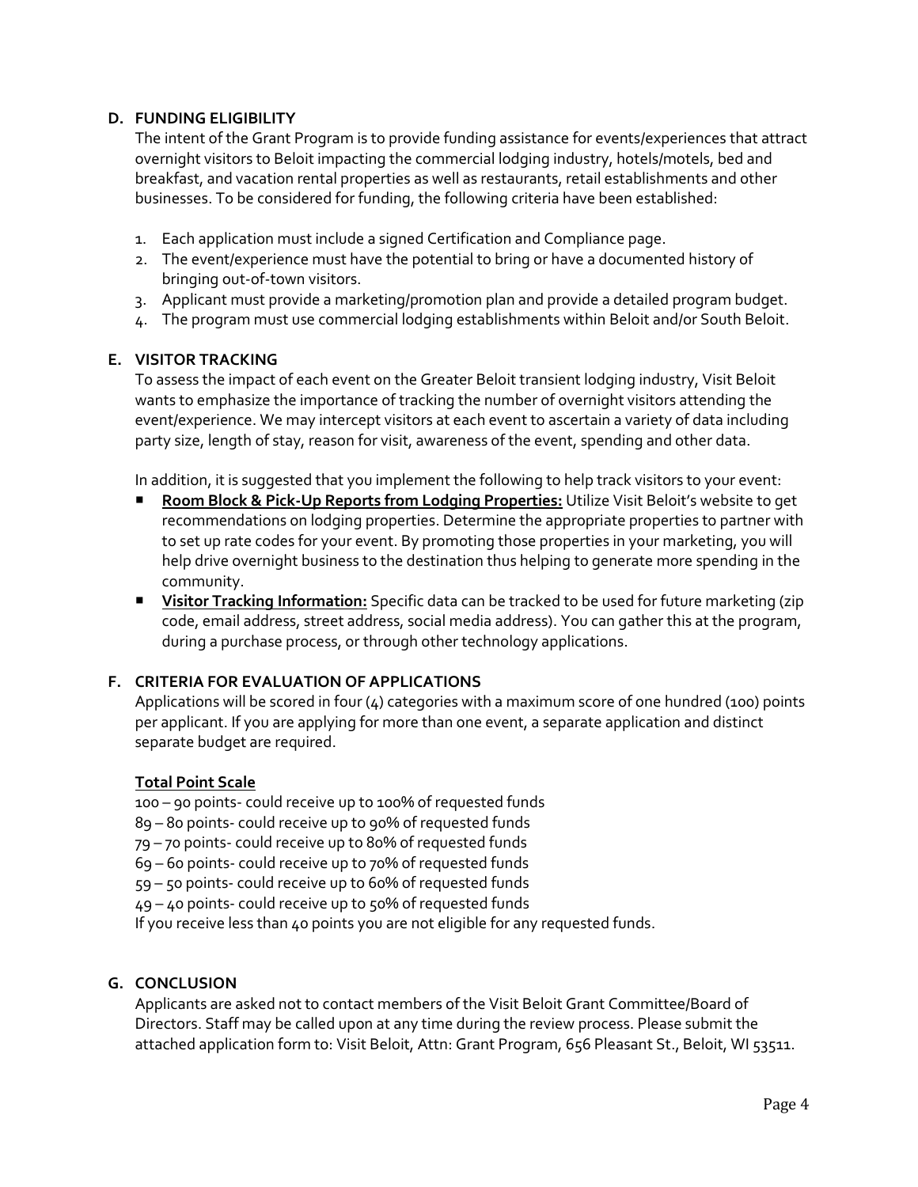## D. FUNDING ELIGIBILITY

The intent of the Grant Program is to provide funding assistance for events/experiences that attract overnight visitors to Beloit impacting the commercial lodging industry, hotels/motels, bed and breakfast, and vacation rental properties as well as restaurants, retail establishments and other businesses. To be considered for funding, the following criteria have been established:

1. Each application must include a signed Certification and Compliance page.
2. The event/experience must have the potential to bring or have a documented history of bringing out-of-town visitors.
3. Applicant must provide a marketing/promotion plan and provide a detailed program budget.
4. The program must use commercial lodging establishments within Beloit and/or South Beloit.

## E. VISITOR TRACKING

To assess the impact of each event on the Greater Beloit transient lodging industry, Visit Beloit wants to emphasize the importance of tracking the number of overnight visitors attending the event/experience. We may intercept visitors at each event to ascertain a variety of data including party size, length of stay, reason for visit, awareness of the event, spending and other data.

In addition, it is suggested that you implement the following to help track visitors to your event:

- **Room Block & Pick-Up Reports from Lodging Properties:** Utilize Visit Beloit's website to get recommendations on lodging properties. Determine the appropriate properties to partner with to set up rate codes for your event. By promoting those properties in your marketing, you will help drive overnight business to the destination thus helping to generate more spending in the community.
- **Visitor Tracking Information:** Specific data can be tracked to be used for future marketing (zip code, email address, street address, social media address). You can gather this at the program, during a purchase process, or through other technology applications.

## F. CRITERIA FOR EVALUATION OF APPLICATIONS

Applications will be scored in four (4) categories with a maximum score of one hundred (100) points per applicant. If you are applying for more than one event, a separate application and distinct separate budget are required.

**Total Point Scale**

100 – 90 points- could receive up to 100% of requested funds
89 – 80 points- could receive up to 90% of requested funds
79 – 70 points- could receive up to 80% of requested funds
69 – 60 points- could receive up to 70% of requested funds
59 – 50 points- could receive up to 60% of requested funds
49 – 40 points- could receive up to 50% of requested funds
If you receive less than 40 points you are not eligible for any requested funds.

## G. CONCLUSION

Applicants are asked not to contact members of the Visit Beloit Grant Committee/Board of Directors. Staff may be called upon at any time during the review process. Please submit the attached application form to: Visit Beloit, Attn: Grant Program, 656 Pleasant St., Beloit, WI 53511.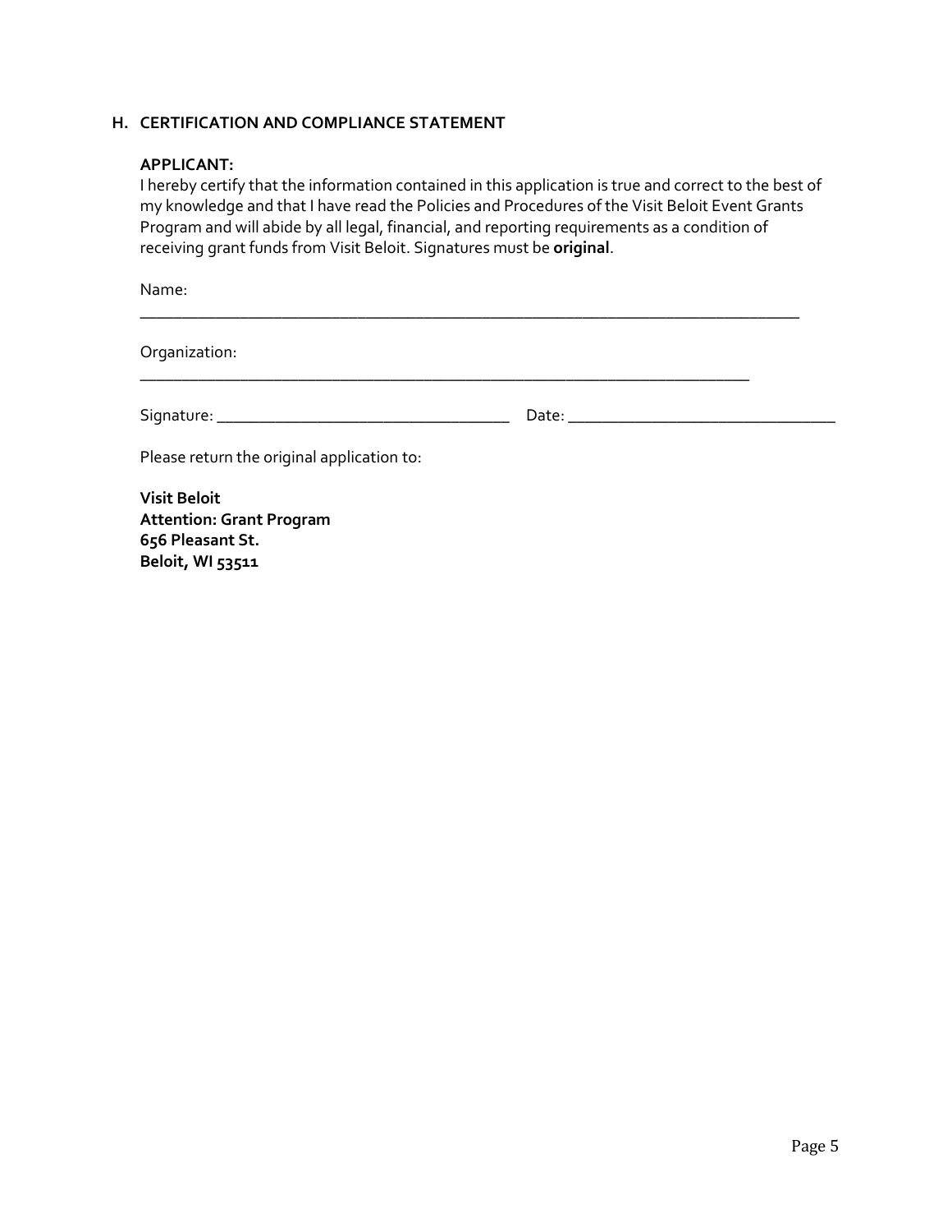### H. CERTIFICATION AND COMPLIANCE STATEMENT

**APPLICANT:**

I hereby certify that the information contained in this application is true and correct to the best of my knowledge and that I have read the Policies and Procedures of the Visit Beloit Event Grants Program and will abide by all legal, financial, and reporting requirements as a condition of receiving grant funds from Visit Beloit. Signatures must be **original**.

Name:

___________________________________________________________________________

Organization:

______________________________________________________________________

Signature: __________________________________ Date: _______________________________

Please return the original application to:

**Visit Beloit**
**Attention: Grant Program**
**656 Pleasant St.**
**Beloit, WI 53511**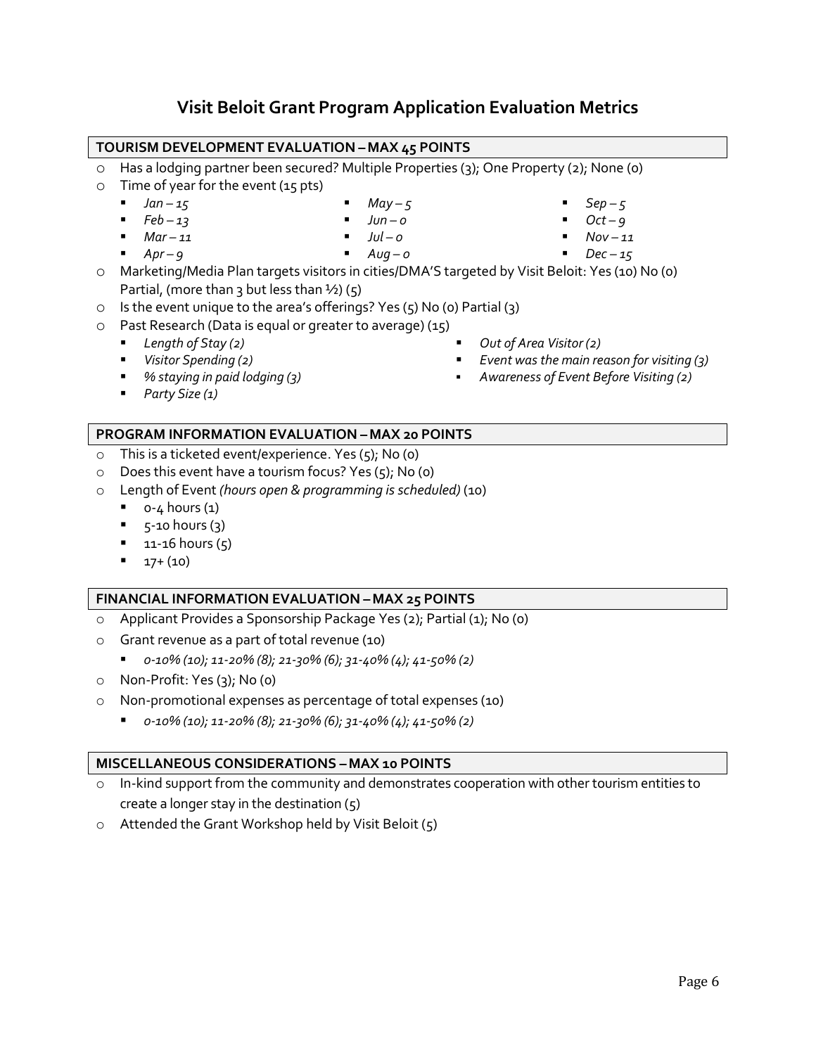# Visit Beloit Grant Program Application Evaluation Metrics

## TOURISM DEVELOPMENT EVALUATION – MAX 45 POINTS

- Has a lodging partner been secured? Multiple Properties (3); One Property (2); None (0)
- Time of year for the event (15 pts)
  - *Jan – 15*
  - *Feb – 13*
  - *Mar – 11*
  - *Apr – 9*
  - *May – 5*
  - *Jun – 0*
  - *Jul – 0*
  - *Aug – 0*
  - *Sep – 5*
  - *Oct – 9*
  - *Nov – 11*
  - *Dec – 15*
- Marketing/Media Plan targets visitors in cities/DMA'S targeted by Visit Beloit: Yes (10) No (0) Partial, (more than 3 but less than ½) (5)
- Is the event unique to the area's offerings? Yes (5) No (0) Partial (3)
- Past Research (Data is equal or greater to average) (15)
  - *Length of Stay (2)*
  - *Visitor Spending (2)*
  - *% staying in paid lodging (3)*
  - *Party Size (1)*
  - *Out of Area Visitor (2)*
  - *Event was the main reason for visiting (3)*
  - *Awareness of Event Before Visiting (2)*

## PROGRAM INFORMATION EVALUATION – MAX 20 POINTS

- This is a ticketed event/experience. Yes (5); No (0)
- Does this event have a tourism focus? Yes (5); No (0)
- Length of Event *(hours open & programming is scheduled)* (10)
  - 0-4 hours (1)
  - 5-10 hours (3)
  - 11-16 hours (5)
  - 17+ (10)

## FINANCIAL INFORMATION EVALUATION – MAX 25 POINTS

- Applicant Provides a Sponsorship Package Yes (2); Partial (1); No (0)
- Grant revenue as a part of total revenue (10)
  - *0-10% (10); 11-20% (8); 21-30% (6); 31-40% (4); 41-50% (2)*
- Non-Profit: Yes (3); No (0)
- Non-promotional expenses as percentage of total expenses (10)
  - *0-10% (10); 11-20% (8); 21-30% (6); 31-40% (4); 41-50% (2)*

## MISCELLANEOUS CONSIDERATIONS – MAX 10 POINTS

- In-kind support from the community and demonstrates cooperation with other tourism entities to create a longer stay in the destination (5)
- Attended the Grant Workshop held by Visit Beloit (5)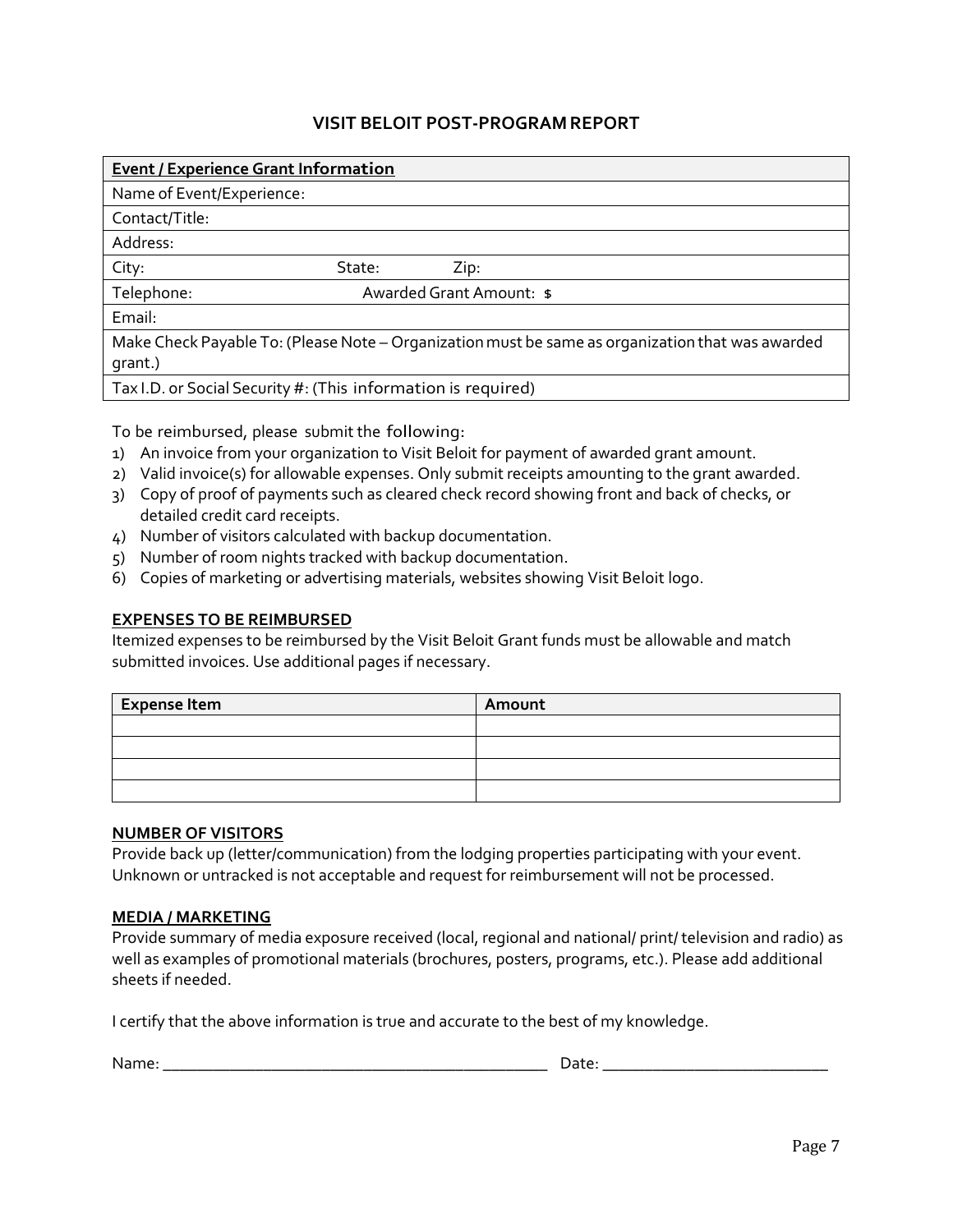# VISIT BELOIT POST-PROGRAM REPORT

| **Event / Experience Grant Information** | | |
|---|---|---|
| Name of Event/Experience: | | |
| Contact/Title: | | |
| Address: | | |
| City: | State: | Zip: |
| Telephone: | Awarded Grant Amount: $ | |
| Email: | | |
| Make Check Payable To: (Please Note – Organization must be same as organization that was awarded grant.) | | |
| Tax I.D. or Social Security #: (This information is required) | | |

To be reimbursed, please submit the following:

1) An invoice from your organization to Visit Beloit for payment of awarded grant amount.
2) Valid invoice(s) for allowable expenses. Only submit receipts amounting to the grant awarded.
3) Copy of proof of payments such as cleared check record showing front and back of checks, or detailed credit card receipts.
4) Number of visitors calculated with backup documentation.
5) Number of room nights tracked with backup documentation.
6) Copies of marketing or advertising materials, websites showing Visit Beloit logo.

## EXPENSES TO BE REIMBURSED

Itemized expenses to be reimbursed by the Visit Beloit Grant funds must be allowable and match submitted invoices. Use additional pages if necessary.

| Expense Item | Amount |
|---|---|
| | |
| | |
| | |
| | |

## NUMBER OF VISITORS

Provide back up (letter/communication) from the lodging properties participating with your event. Unknown or untracked is not acceptable and request for reimbursement will not be processed.

## MEDIA / MARKETING

Provide summary of media exposure received (local, regional and national/ print/ television and radio) as well as examples of promotional materials (brochures, posters, programs, etc.). Please add additional sheets if needed.

I certify that the above information is true and accurate to the best of my knowledge.

Name: ___________________________________________ Date: _________________________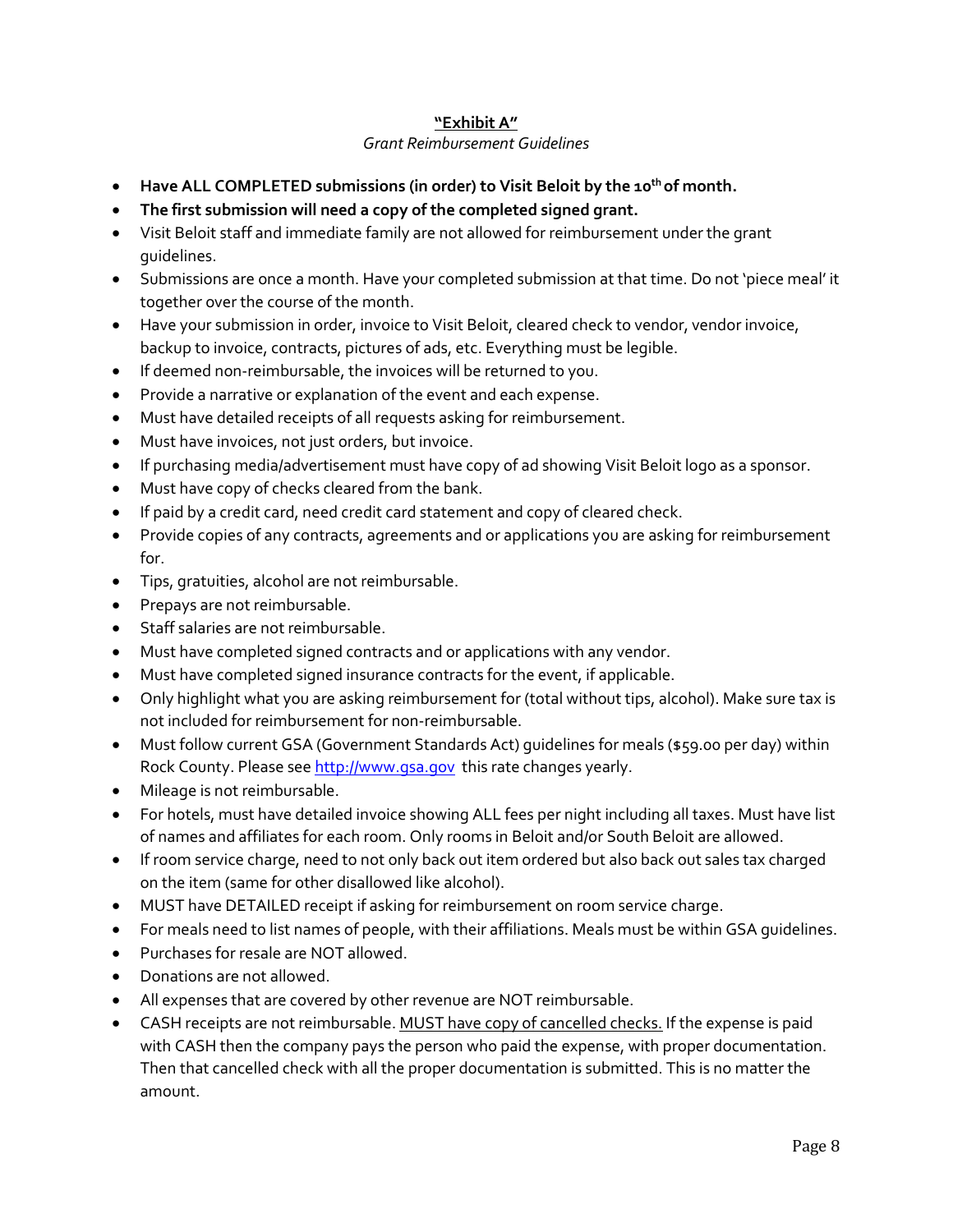**"Exhibit A"**

*Grant Reimbursement Guidelines*

- **Have ALL COMPLETED submissions (in order) to Visit Beloit by the 10th of month.**
- **The first submission will need a copy of the completed signed grant.**
- Visit Beloit staff and immediate family are not allowed for reimbursement under the grant guidelines.
- Submissions are once a month. Have your completed submission at that time. Do not 'piece meal' it together over the course of the month.
- Have your submission in order, invoice to Visit Beloit, cleared check to vendor, vendor invoice, backup to invoice, contracts, pictures of ads, etc. Everything must be legible.
- If deemed non-reimbursable, the invoices will be returned to you.
- Provide a narrative or explanation of the event and each expense.
- Must have detailed receipts of all requests asking for reimbursement.
- Must have invoices, not just orders, but invoice.
- If purchasing media/advertisement must have copy of ad showing Visit Beloit logo as a sponsor.
- Must have copy of checks cleared from the bank.
- If paid by a credit card, need credit card statement and copy of cleared check.
- Provide copies of any contracts, agreements and or applications you are asking for reimbursement for.
- Tips, gratuities, alcohol are not reimbursable.
- Prepays are not reimbursable.
- Staff salaries are not reimbursable.
- Must have completed signed contracts and or applications with any vendor.
- Must have completed signed insurance contracts for the event, if applicable.
- Only highlight what you are asking reimbursement for (total without tips, alcohol). Make sure tax is not included for reimbursement for non-reimbursable.
- Must follow current GSA (Government Standards Act) guidelines for meals ($59.00 per day) within Rock County. Please see http://www.gsa.gov this rate changes yearly.
- Mileage is not reimbursable.
- For hotels, must have detailed invoice showing ALL fees per night including all taxes. Must have list of names and affiliates for each room. Only rooms in Beloit and/or South Beloit are allowed.
- If room service charge, need to not only back out item ordered but also back out sales tax charged on the item (same for other disallowed like alcohol).
- MUST have DETAILED receipt if asking for reimbursement on room service charge.
- For meals need to list names of people, with their affiliations. Meals must be within GSA guidelines.
- Purchases for resale are NOT allowed.
- Donations are not allowed.
- All expenses that are covered by other revenue are NOT reimbursable.
- CASH receipts are not reimbursable. <u>MUST have copy of cancelled checks.</u> If the expense is paid with CASH then the company pays the person who paid the expense, with proper documentation. Then that cancelled check with all the proper documentation is submitted. This is no matter the amount.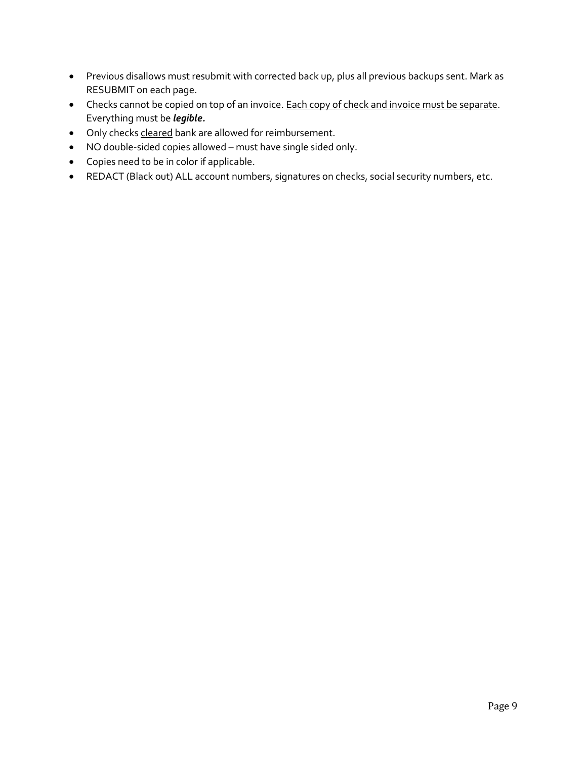- Previous disallows must resubmit with corrected back up, plus all previous backups sent. Mark as RESUBMIT on each page.
- Checks cannot be copied on top of an invoice. <u>Each copy of check and invoice must be separate</u>. Everything must be ***legible.***
- Only checks <u>cleared</u> bank are allowed for reimbursement.
- NO double-sided copies allowed – must have single sided only.
- Copies need to be in color if applicable.
- REDACT (Black out) ALL account numbers, signatures on checks, social security numbers, etc.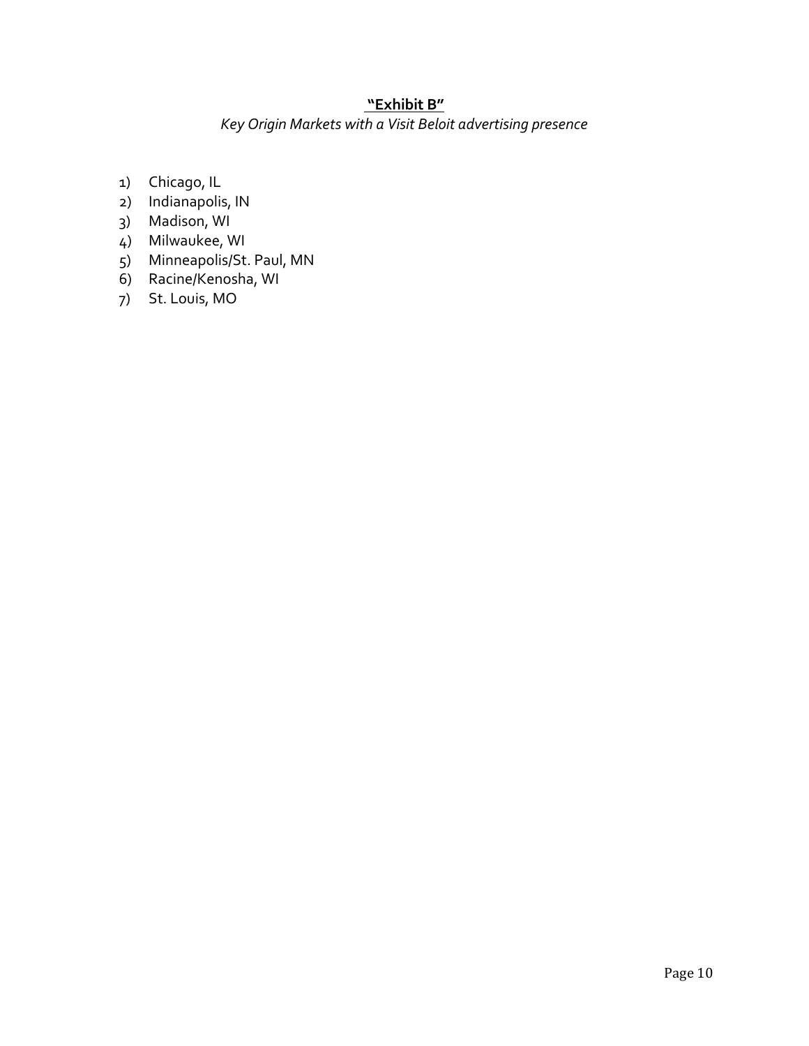## **"Exhibit B"**

*Key Origin Markets with a Visit Beloit advertising presence*

1) Chicago, IL
2) Indianapolis, IN
3) Madison, WI
4) Milwaukee, WI
5) Minneapolis/St. Paul, MN
6) Racine/Kenosha, WI
7) St. Louis, MO